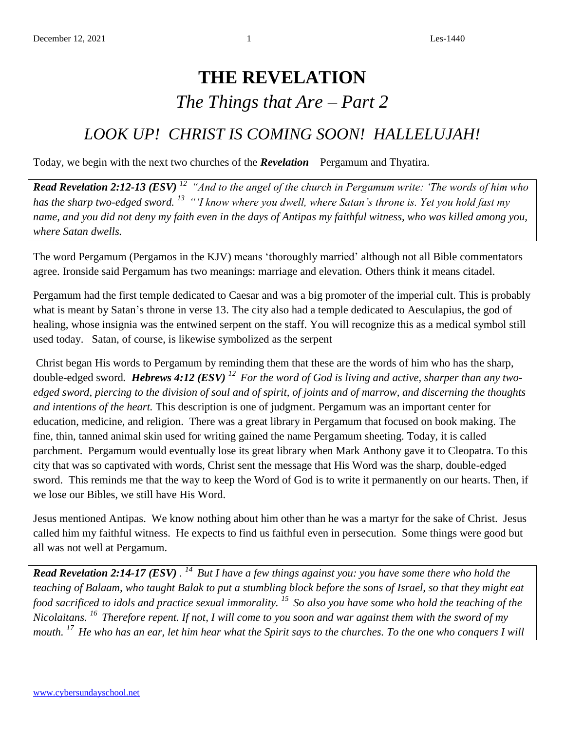# THE REVELATION

## *The Things that Are – Part 2*

## *LOOK UP! CHRIST IS COMING SOON! HALLELUJAH!*

Today, we begin with the next two churches of the ***Revelation*** – Pergamum and Thyatira.

> ***Read Revelation 2:12-13 (ESV)*** *[12] "And to the angel of the church in Pergamum write: 'The words of him who has the sharp two-edged sword. [13] "'I know where you dwell, where Satan's throne is. Yet you hold fast my name, and you did not deny my faith even in the days of Antipas my faithful witness, who was killed among you, where Satan dwells.*

The word Pergamum (Pergamos in the KJV) means 'thoroughly married' although not all Bible commentators agree. Ironside said Pergamum has two meanings: marriage and elevation. Others think it means citadel.

Pergamum had the first temple dedicated to Caesar and was a big promoter of the imperial cult. This is probably what is meant by Satan's throne in verse 13. The city also had a temple dedicated to Aesculapius, the god of healing, whose insignia was the entwined serpent on the staff. You will recognize this as a medical symbol still used today. Satan, of course, is likewise symbolized as the serpent

Christ began His words to Pergamum by reminding them that these are the words of him who has the sharp, double-edged sword. ***Hebrews 4:12 (ESV)*** *[12] For the word of God is living and active, sharper than any two-edged sword, piercing to the division of soul and of spirit, of joints and of marrow, and discerning the thoughts and intentions of the heart.* This description is one of judgment. Pergamum was an important center for education, medicine, and religion. There was a great library in Pergamum that focused on book making. The fine, thin, tanned animal skin used for writing gained the name Pergamum sheeting. Today, it is called parchment. Pergamum would eventually lose its great library when Mark Anthony gave it to Cleopatra. To this city that was so captivated with words, Christ sent the message that His Word was the sharp, double-edged sword. This reminds me that the way to keep the Word of God is to write it permanently on our hearts. Then, if we lose our Bibles, we still have His Word.

Jesus mentioned Antipas. We know nothing about him other than he was a martyr for the sake of Christ. Jesus called him my faithful witness. He expects to find us faithful even in persecution. Some things were good but all was not well at Pergamum.

> ***Read Revelation 2:14-17 (ESV)*** *. [14] But I have a few things against you: you have some there who hold the teaching of Balaam, who taught Balak to put a stumbling block before the sons of Israel, so that they might eat food sacrificed to idols and practice sexual immorality. [15] So also you have some who hold the teaching of the Nicolaitans. [16] Therefore repent. If not, I will come to you soon and war against them with the sword of my mouth. [17] He who has an ear, let him hear what the Spirit says to the churches. To the one who conquers I will*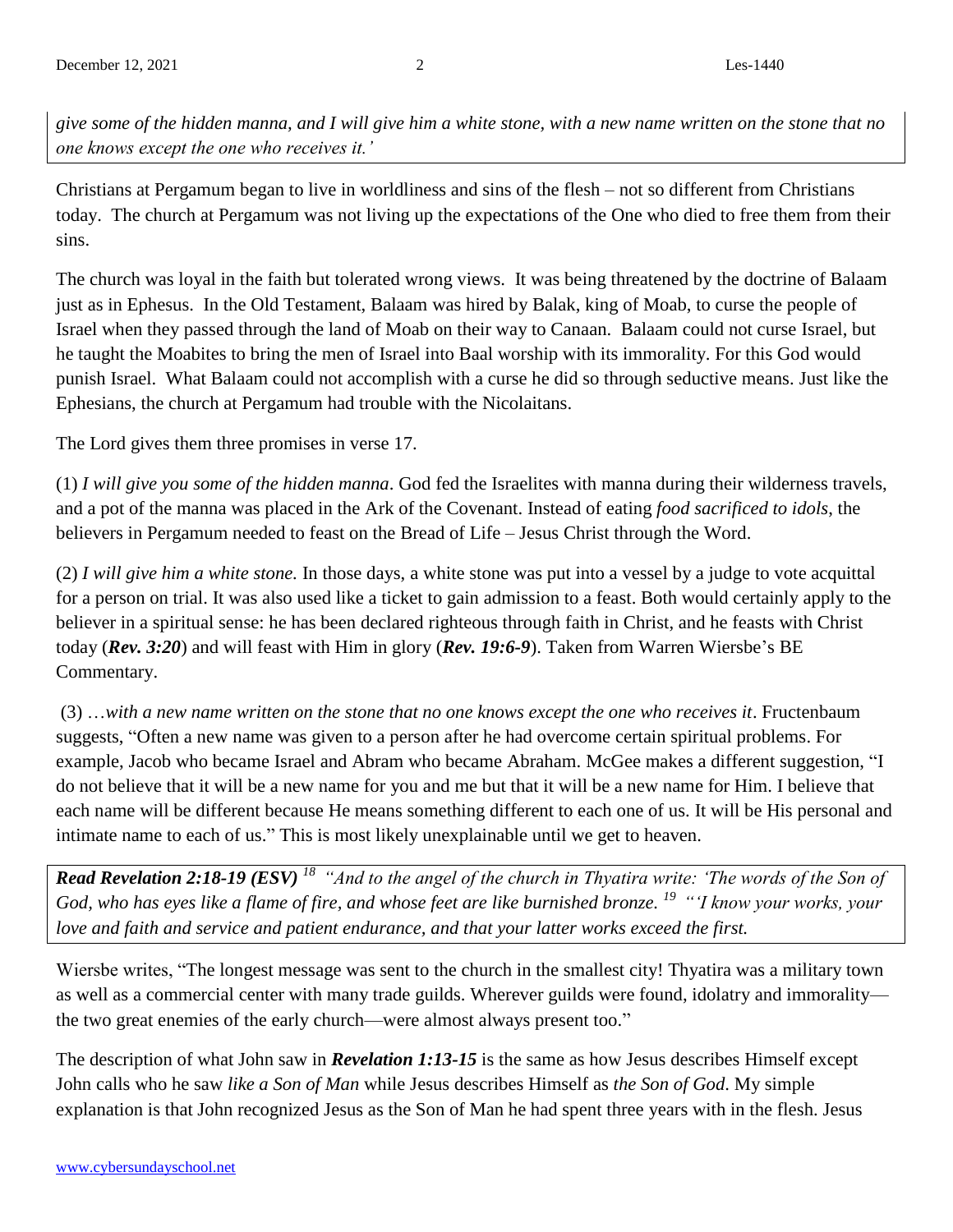*give some of the hidden manna, and I will give him a white stone, with a new name written on the stone that no one knows except the one who receives it.'*

Christians at Pergamum began to live in worldliness and sins of the flesh – not so different from Christians today. The church at Pergamum was not living up the expectations of the One who died to free them from their sins.

The church was loyal in the faith but tolerated wrong views. It was being threatened by the doctrine of Balaam just as in Ephesus. In the Old Testament, Balaam was hired by Balak, king of Moab, to curse the people of Israel when they passed through the land of Moab on their way to Canaan. Balaam could not curse Israel, but he taught the Moabites to bring the men of Israel into Baal worship with its immorality. For this God would punish Israel. What Balaam could not accomplish with a curse he did so through seductive means. Just like the Ephesians, the church at Pergamum had trouble with the Nicolaitans.

The Lord gives them three promises in verse 17.

(1) *I will give you some of the hidden manna*. God fed the Israelites with manna during their wilderness travels, and a pot of the manna was placed in the Ark of the Covenant. Instead of eating *food sacrificed to idols*, the believers in Pergamum needed to feast on the Bread of Life – Jesus Christ through the Word.

(2) *I will give him a white stone.* In those days, a white stone was put into a vessel by a judge to vote acquittal for a person on trial. It was also used like a ticket to gain admission to a feast. Both would certainly apply to the believer in a spiritual sense: he has been declared righteous through faith in Christ, and he feasts with Christ today (***Rev. 3:20***) and will feast with Him in glory (***Rev. 19:6-9***). Taken from Warren Wiersbe's BE Commentary.

(3) …*with a new name written on the stone that no one knows except the one who receives it*. Fructenbaum suggests, "Often a new name was given to a person after he had overcome certain spiritual problems. For example, Jacob who became Israel and Abram who became Abraham. McGee makes a different suggestion, "I do not believe that it will be a new name for you and me but that it will be a new name for Him. I believe that each name will be different because He means something different to each one of us. It will be His personal and intimate name to each of us." This is most likely unexplainable until we get to heaven.

***Read Revelation 2:18-19 (ESV)*** [18] *"And to the angel of the church in Thyatira write: 'The words of the Son of God, who has eyes like a flame of fire, and whose feet are like burnished bronze.* [19] *"'I know your works, your love and faith and service and patient endurance, and that your latter works exceed the first.*

Wiersbe writes, "The longest message was sent to the church in the smallest city! Thyatira was a military town as well as a commercial center with many trade guilds. Wherever guilds were found, idolatry and immorality—the two great enemies of the early church—were almost always present too."

The description of what John saw in ***Revelation 1:13-15*** is the same as how Jesus describes Himself except John calls who he saw *like a Son of Man* while Jesus describes Himself as *the Son of God*. My simple explanation is that John recognized Jesus as the Son of Man he had spent three years with in the flesh. Jesus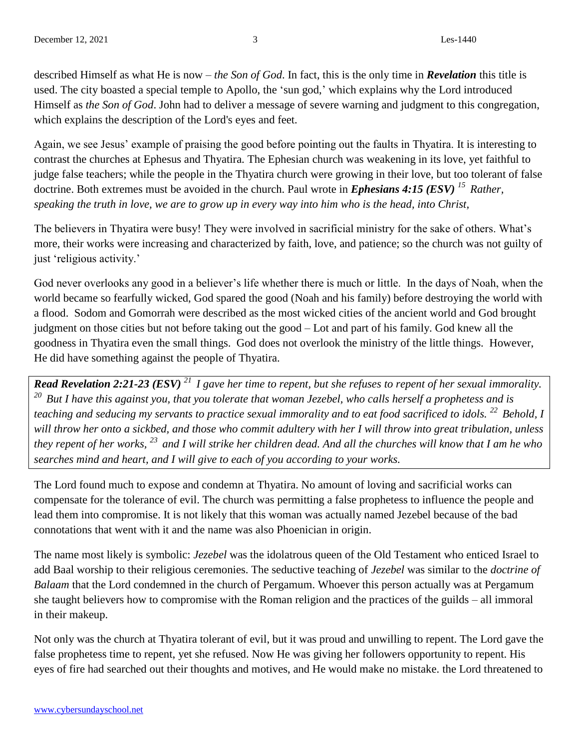described Himself as what He is now – *the Son of God*. In fact, this is the only time in ***Revelation*** this title is used. The city boasted a special temple to Apollo, the 'sun god,' which explains why the Lord introduced Himself as *the Son of God*. John had to deliver a message of severe warning and judgment to this congregation, which explains the description of the Lord's eyes and feet.

Again, we see Jesus' example of praising the good before pointing out the faults in Thyatira. It is interesting to contrast the churches at Ephesus and Thyatira. The Ephesian church was weakening in its love, yet faithful to judge false teachers; while the people in the Thyatira church were growing in their love, but too tolerant of false doctrine. Both extremes must be avoided in the church. Paul wrote in ***Ephesians 4:15 (ESV)*** *[15] Rather, speaking the truth in love, we are to grow up in every way into him who is the head, into Christ,*

The believers in Thyatira were busy! They were involved in sacrificial ministry for the sake of others. What's more, their works were increasing and characterized by faith, love, and patience; so the church was not guilty of just 'religious activity.'

God never overlooks any good in a believer's life whether there is much or little. In the days of Noah, when the world became so fearfully wicked, God spared the good (Noah and his family) before destroying the world with a flood. Sodom and Gomorrah were described as the most wicked cities of the ancient world and God brought judgment on those cities but not before taking out the good – Lot and part of his family. God knew all the goodness in Thyatira even the small things. God does not overlook the ministry of the little things. However, He did have something against the people of Thyatira.

> ***Read Revelation 2:21-23 (ESV)*** *[21] I gave her time to repent, but she refuses to repent of her sexual immorality. [20] But I have this against you, that you tolerate that woman Jezebel, who calls herself a prophetess and is teaching and seducing my servants to practice sexual immorality and to eat food sacrificed to idols. [22] Behold, I will throw her onto a sickbed, and those who commit adultery with her I will throw into great tribulation, unless they repent of her works, [23] and I will strike her children dead. And all the churches will know that I am he who searches mind and heart, and I will give to each of you according to your works.*

The Lord found much to expose and condemn at Thyatira. No amount of loving and sacrificial works can compensate for the tolerance of evil. The church was permitting a false prophetess to influence the people and lead them into compromise. It is not likely that this woman was actually named Jezebel because of the bad connotations that went with it and the name was also Phoenician in origin.

The name most likely is symbolic: *Jezebel* was the idolatrous queen of the Old Testament who enticed Israel to add Baal worship to their religious ceremonies. The seductive teaching of *Jezebel* was similar to the *doctrine of Balaam* that the Lord condemned in the church of Pergamum. Whoever this person actually was at Pergamum she taught believers how to compromise with the Roman religion and the practices of the guilds – all immoral in their makeup.

Not only was the church at Thyatira tolerant of evil, but it was proud and unwilling to repent. The Lord gave the false prophetess time to repent, yet she refused. Now He was giving her followers opportunity to repent. His eyes of fire had searched out their thoughts and motives, and He would make no mistake. the Lord threatened to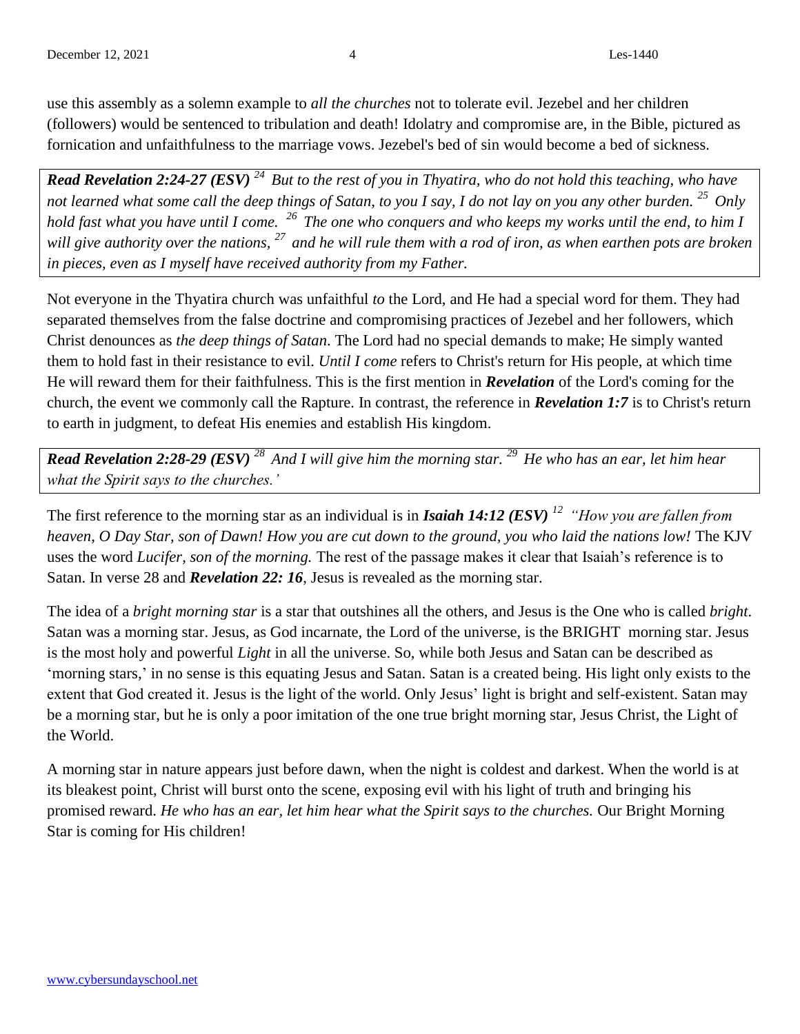use this assembly as a solemn example to *all the churches* not to tolerate evil. Jezebel and her children (followers) would be sentenced to tribulation and death! Idolatry and compromise are, in the Bible, pictured as fornication and unfaithfulness to the marriage vows. Jezebel's bed of sin would become a bed of sickness.

***Read Revelation 2:24-27 (ESV)*** *[24] But to the rest of you in Thyatira, who do not hold this teaching, who have not learned what some call the deep things of Satan, to you I say, I do not lay on you any other burden. [25] Only hold fast what you have until I come. [26] The one who conquers and who keeps my works until the end, to him I will give authority over the nations, [27] and he will rule them with a rod of iron, as when earthen pots are broken in pieces, even as I myself have received authority from my Father.*

Not everyone in the Thyatira church was unfaithful *to* the Lord, and He had a special word for them. They had separated themselves from the false doctrine and compromising practices of Jezebel and her followers, which Christ denounces as *the deep things of Satan*. The Lord had no special demands to make; He simply wanted them to hold fast in their resistance to evil. *Until I come* refers to Christ's return for His people, at which time He will reward them for their faithfulness. This is the first mention in ***Revelation*** of the Lord's coming for the church, the event we commonly call the Rapture. In contrast, the reference in ***Revelation 1:7*** is to Christ's return to earth in judgment, to defeat His enemies and establish His kingdom.

***Read Revelation 2:28-29 (ESV)*** *[28] And I will give him the morning star. [29] He who has an ear, let him hear what the Spirit says to the churches.'*

The first reference to the morning star as an individual is in ***Isaiah 14:12 (ESV)*** *[12] "How you are fallen from heaven, O Day Star, son of Dawn! How you are cut down to the ground, you who laid the nations low!* The KJV uses the word *Lucifer, son of the morning.* The rest of the passage makes it clear that Isaiah's reference is to Satan. In verse 28 and ***Revelation 22: 16***, Jesus is revealed as the morning star.

The idea of a *bright morning star* is a star that outshines all the others, and Jesus is the One who is called *bright*. Satan was a morning star. Jesus, as God incarnate, the Lord of the universe, is the BRIGHT morning star. Jesus is the most holy and powerful *Light* in all the universe. So, while both Jesus and Satan can be described as 'morning stars,' in no sense is this equating Jesus and Satan. Satan is a created being. His light only exists to the extent that God created it. Jesus is the light of the world. Only Jesus' light is bright and self-existent. Satan may be a morning star, but he is only a poor imitation of the one true bright morning star, Jesus Christ, the Light of the World.

A morning star in nature appears just before dawn, when the night is coldest and darkest. When the world is at its bleakest point, Christ will burst onto the scene, exposing evil with his light of truth and bringing his promised reward. *He who has an ear, let him hear what the Spirit says to the churches.* Our Bright Morning Star is coming for His children!